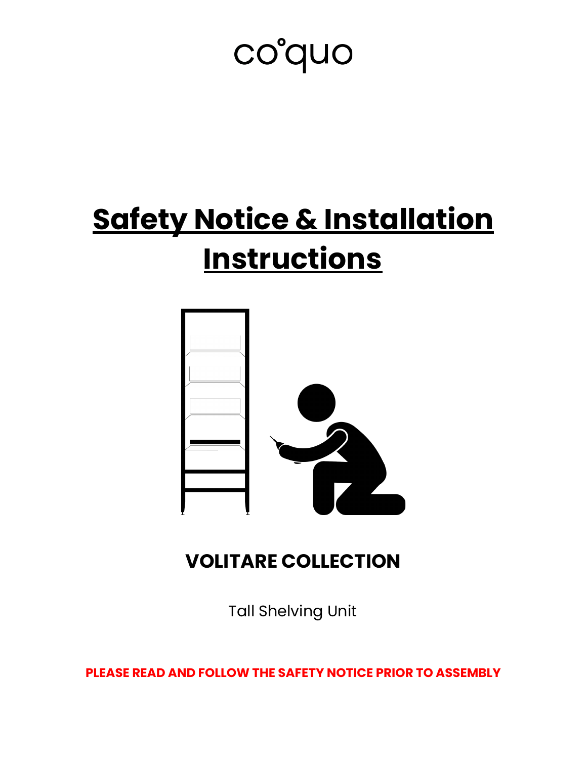co°quo

# Safety Notice & Installation Instructions

## VOLITARE COLLECTION

Tall Shelving Unit

**PLEASE READ AND FOLLOW THE SAFETY NOTICE PRIOR TO ASSEMBLY**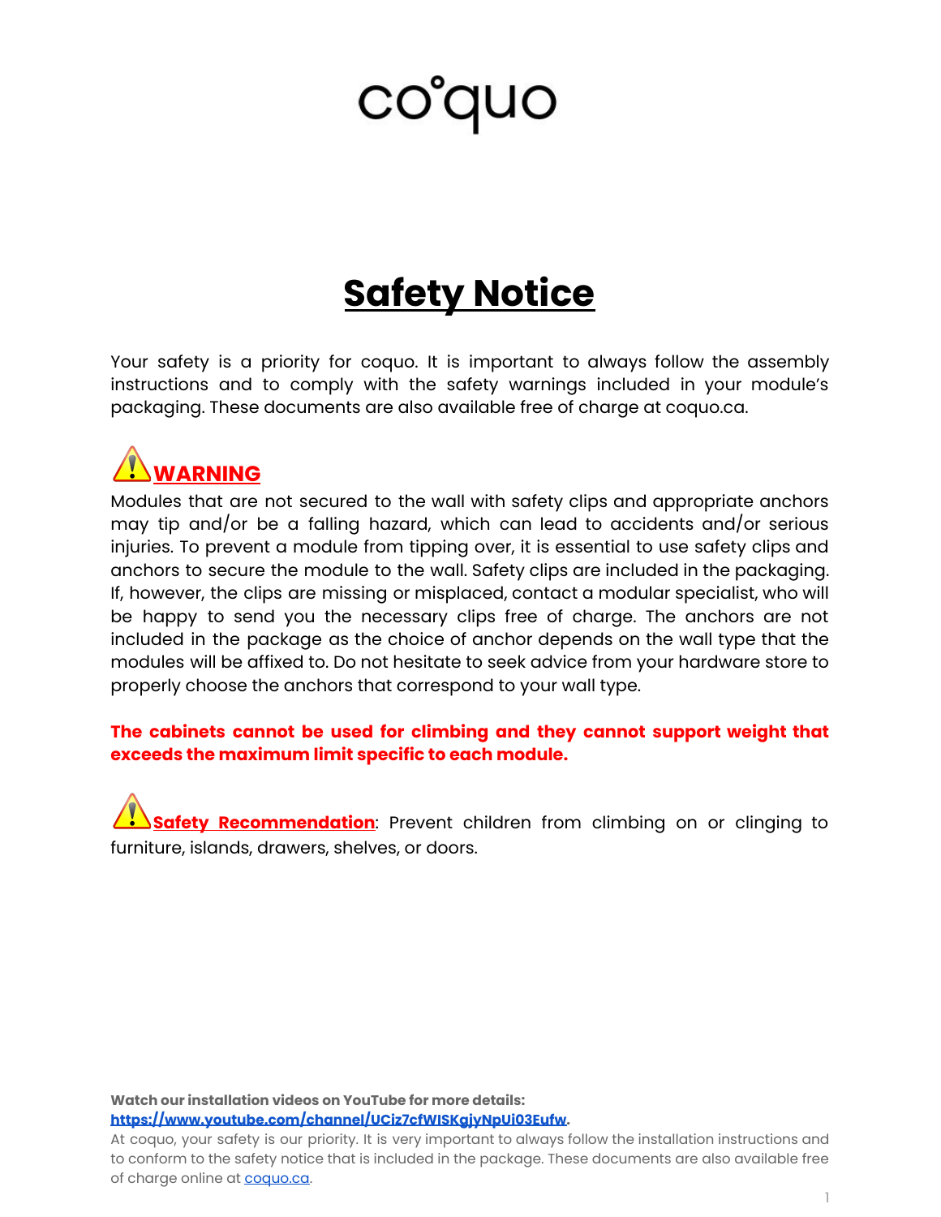coquo

# Safety Notice

Your safety is a priority for coquo. It is important to always follow the assembly instructions and to comply with the safety warnings included in your module's packaging. These documents are also available free of charge at coquo.ca.

## WARNING

Modules that are not secured to the wall with safety clips and appropriate anchors may tip and/or be a falling hazard, which can lead to accidents and/or serious injuries. To prevent a module from tipping over, it is essential to use safety clips and anchors to secure the module to the wall. Safety clips are included in the packaging. If, however, the clips are missing or misplaced, contact a modular specialist, who will be happy to send you the necessary clips free of charge. The anchors are not included in the package as the choice of anchor depends on the wall type that the modules will be affixed to. Do not hesitate to seek advice from your hardware store to properly choose the anchors that correspond to your wall type.

**The cabinets cannot be used for climbing and they cannot support weight that exceeds the maximum limit specific to each module.**

**Safety Recommendation**: Prevent children from climbing on or clinging to furniture, islands, drawers, shelves, or doors.

**Watch our installation videos on YouTube for more details:**
**https://www.youtube.com/channel/UCiz7cfWISKgjyNpUi03Eufw**.

At coquo, your safety is our priority. It is very important to always follow the installation instructions and to conform to the safety notice that is included in the package. These documents are also available free of charge online at coquo.ca.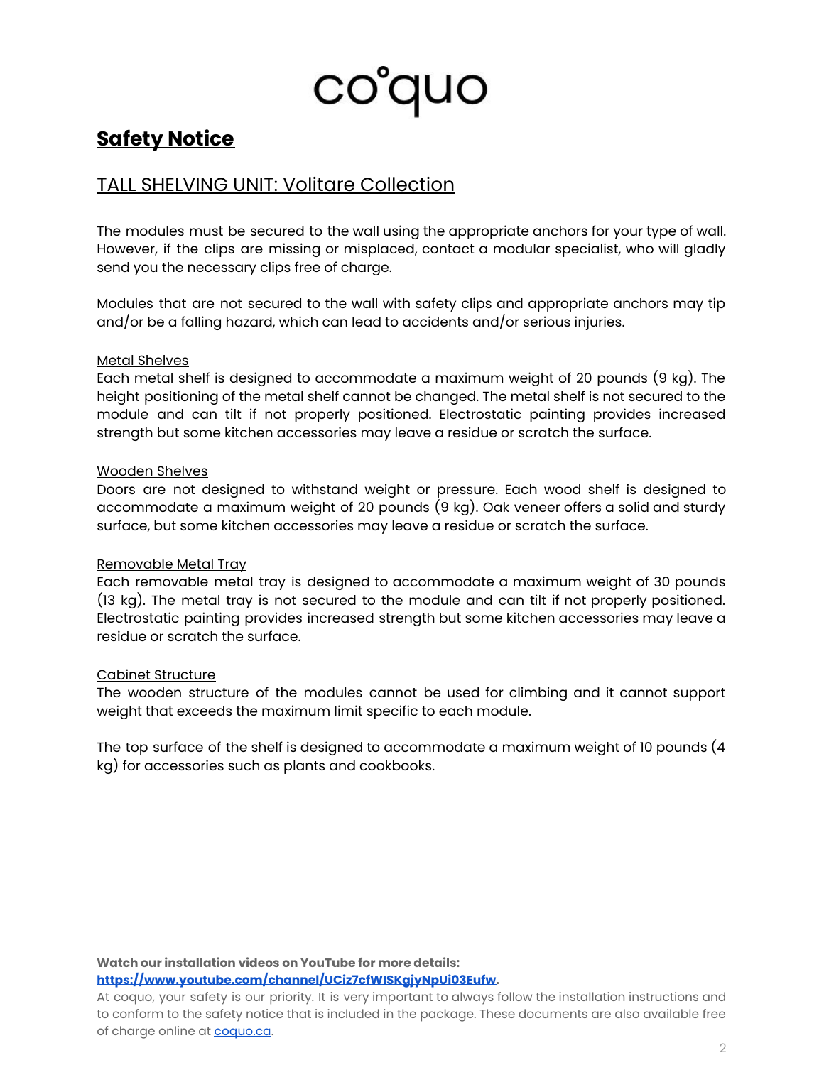# coquo

## Safety Notice

### TALL SHELVING UNIT: Volitare Collection

The modules must be secured to the wall using the appropriate anchors for your type of wall. However, if the clips are missing or misplaced, contact a modular specialist, who will gladly send you the necessary clips free of charge.

Modules that are not secured to the wall with safety clips and appropriate anchors may tip and/or be a falling hazard, which can lead to accidents and/or serious injuries.

#### Metal Shelves

Each metal shelf is designed to accommodate a maximum weight of 20 pounds (9 kg). The height positioning of the metal shelf cannot be changed. The metal shelf is not secured to the module and can tilt if not properly positioned. Electrostatic painting provides increased strength but some kitchen accessories may leave a residue or scratch the surface.

#### Wooden Shelves

Doors are not designed to withstand weight or pressure. Each wood shelf is designed to accommodate a maximum weight of 20 pounds (9 kg). Oak veneer offers a solid and sturdy surface, but some kitchen accessories may leave a residue or scratch the surface.

#### Removable Metal Tray

Each removable metal tray is designed to accommodate a maximum weight of 30 pounds (13 kg). The metal tray is not secured to the module and can tilt if not properly positioned. Electrostatic painting provides increased strength but some kitchen accessories may leave a residue or scratch the surface.

#### Cabinet Structure

The wooden structure of the modules cannot be used for climbing and it cannot support weight that exceeds the maximum limit specific to each module.

The top surface of the shelf is designed to accommodate a maximum weight of 10 pounds (4 kg) for accessories such as plants and cookbooks.

**Watch our installation videos on YouTube for more details:**
**[https://www.youtube.com/channel/UCiz7cfWISKgjyNpUi03Eufw](https://www.youtube.com/channel/UCiz7cfWISKgjyNpUi03Eufw).**

At coquo, your safety is our priority. It is very important to always follow the installation instructions and to conform to the safety notice that is included in the package. These documents are also available free of charge online at [coquo.ca](https://coquo.ca).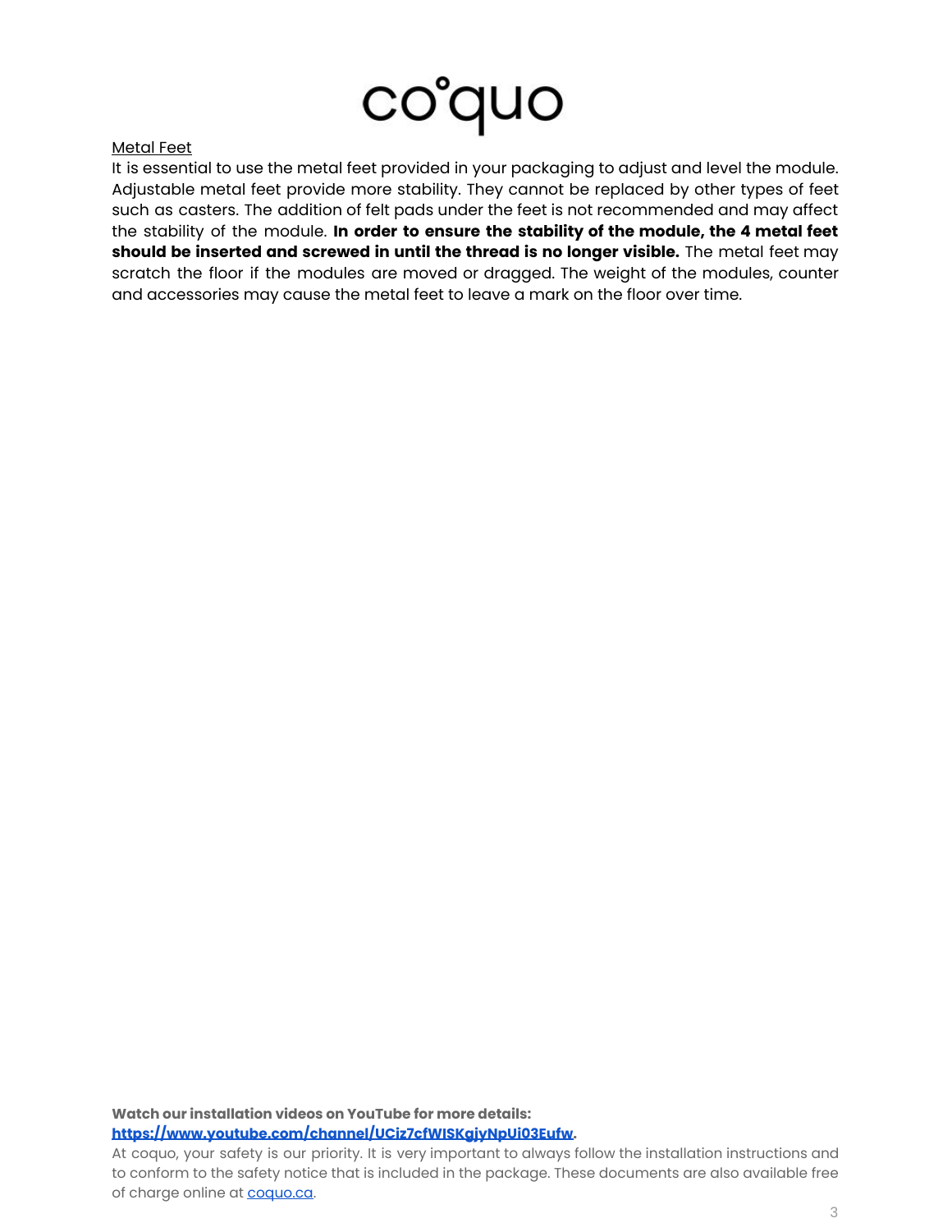<u>Metal Feet</u>

It is essential to use the metal feet provided in your packaging to adjust and level the module. Adjustable metal feet provide more stability. They cannot be replaced by other types of feet such as casters. The addition of felt pads under the feet is not recommended and may affect the stability of the module. **In order to ensure the stability of the module, the 4 metal feet should be inserted and screwed in until the thread is no longer visible.** The metal feet may scratch the floor if the modules are moved or dragged. The weight of the modules, counter and accessories may cause the metal feet to leave a mark on the floor over time.

**Watch our installation videos on YouTube for more details:**
**[https://www.youtube.com/channel/UCiz7cfWISKgjyNpUi03Eufw](https://www.youtube.com/channel/UCiz7cfWISKgjyNpUi03Eufw).**

At coquo, your safety is our priority. It is very important to always follow the installation instructions and to conform to the safety notice that is included in the package. These documents are also available free of charge online at [coquo.ca](https://coquo.ca).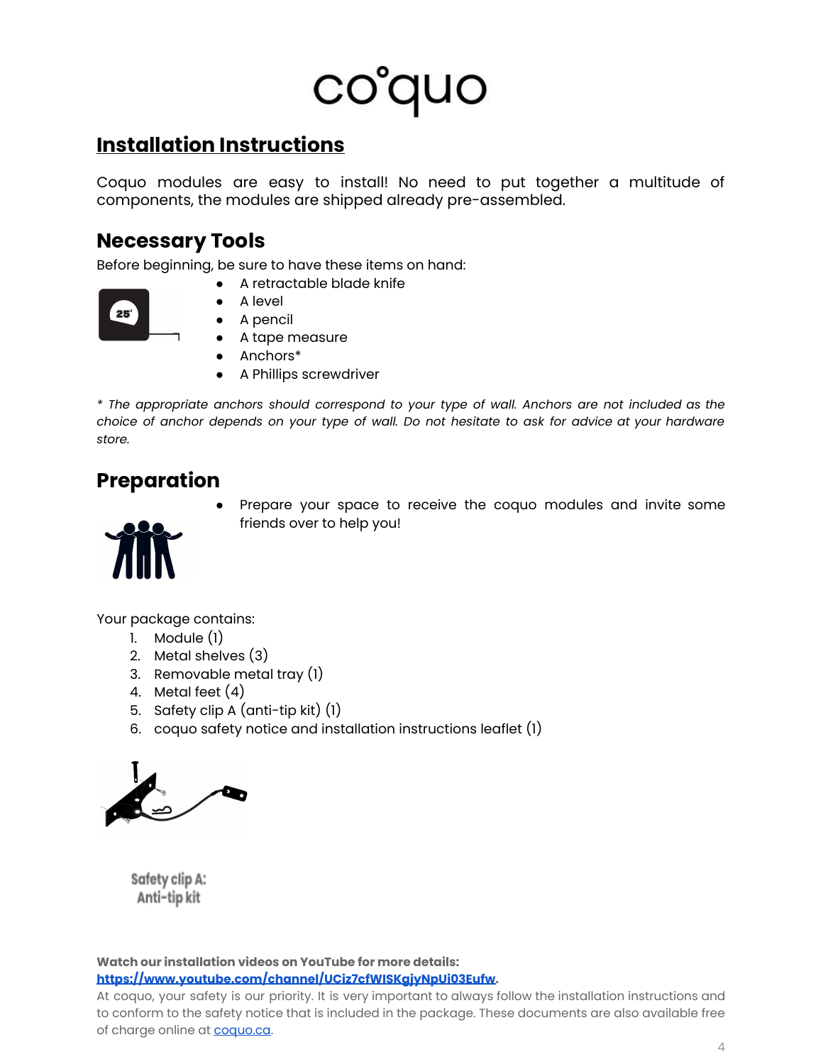coquo

## Installation Instructions

Coquo modules are easy to install! No need to put together a multitude of components, the modules are shipped already pre-assembled.

## Necessary Tools

Before beginning, be sure to have these items on hand:

- A retractable blade knife
- A level
- A pencil
- A tape measure
- Anchors*
- A Phillips screwdriver

*\* The appropriate anchors should correspond to your type of wall. Anchors are not included as the choice of anchor depends on your type of wall. Do not hesitate to ask for advice at your hardware store.*

## Preparation

- Prepare your space to receive the coquo modules and invite some friends over to help you!

Your package contains:

1. Module (1)
2. Metal shelves (3)
3. Removable metal tray (1)
4. Metal feet (4)
5. Safety clip A (anti-tip kit) (1)
6. coquo safety notice and installation instructions leaflet (1)

Safety clip A:
Anti-tip kit

**Watch our installation videos on YouTube for more details:**
**[https://www.youtube.com/channel/UCiz7cfWISKgjyNpUi03Eufw](https://www.youtube.com/channel/UCiz7cfWISKgjyNpUi03Eufw).**

At coquo, your safety is our priority. It is very important to always follow the installation instructions and to conform to the safety notice that is included in the package. These documents are also available free of charge online at [coquo.ca](coquo.ca).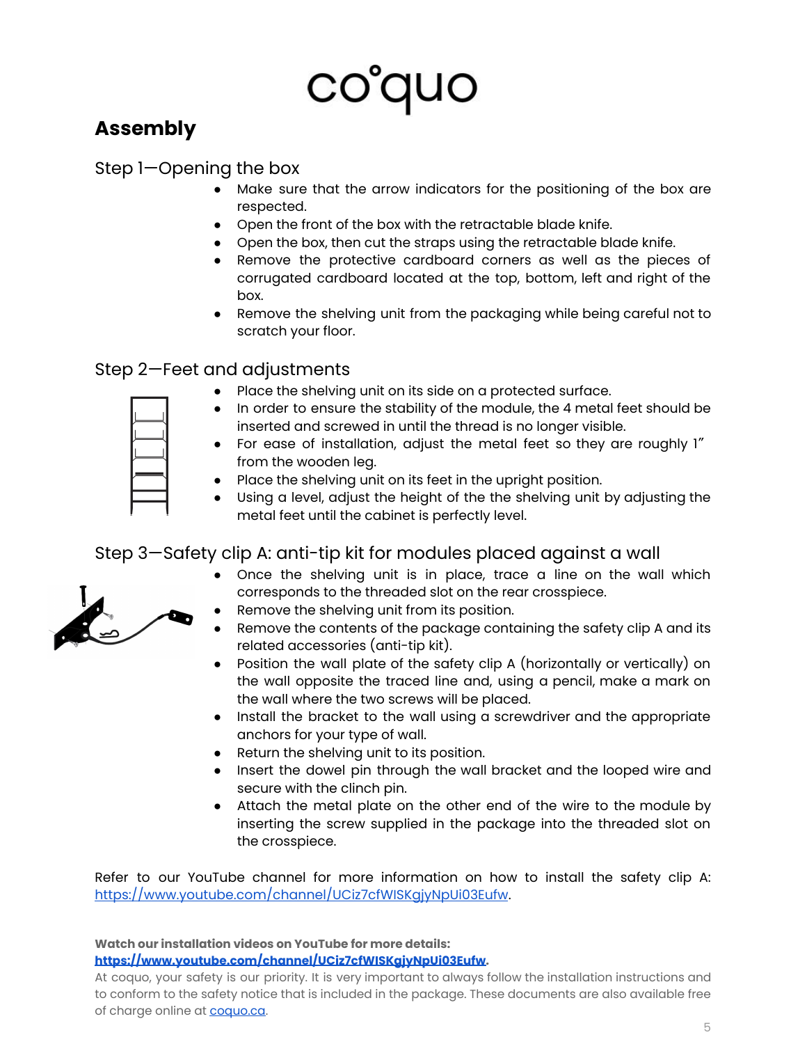# Assembly

## Step 1—Opening the box

- Make sure that the arrow indicators for the positioning of the box are respected.
- Open the front of the box with the retractable blade knife.
- Open the box, then cut the straps using the retractable blade knife.
- Remove the protective cardboard corners as well as the pieces of corrugated cardboard located at the top, bottom, left and right of the box.
- Remove the shelving unit from the packaging while being careful not to scratch your floor.

## Step 2—Feet and adjustments

- Place the shelving unit on its side on a protected surface.
- In order to ensure the stability of the module, the 4 metal feet should be inserted and screwed in until the thread is no longer visible.
- For ease of installation, adjust the metal feet so they are roughly 1" from the wooden leg.
- Place the shelving unit on its feet in the upright position.
- Using a level, adjust the height of the the shelving unit by adjusting the metal feet until the cabinet is perfectly level.

## Step 3—Safety clip A: anti-tip kit for modules placed against a wall

- Once the shelving unit is in place, trace a line on the wall which corresponds to the threaded slot on the rear crosspiece.
- Remove the shelving unit from its position.
- Remove the contents of the package containing the safety clip A and its related accessories (anti-tip kit).
- Position the wall plate of the safety clip A (horizontally or vertically) on the wall opposite the traced line and, using a pencil, make a mark on the wall where the two screws will be placed.
- Install the bracket to the wall using a screwdriver and the appropriate anchors for your type of wall.
- Return the shelving unit to its position.
- Insert the dowel pin through the wall bracket and the looped wire and secure with the clinch pin.
- Attach the metal plate on the other end of the wire to the module by inserting the screw supplied in the package into the threaded slot on the crosspiece.

Refer to our YouTube channel for more information on how to install the safety clip A: https://www.youtube.com/channel/UCiz7cfWISKgjyNpUi03Eufw.

**Watch our installation videos on YouTube for more details:**
**https://www.youtube.com/channel/UCiz7cfWISKgjyNpUi03Eufw.**
At coquo, your safety is our priority. It is very important to always follow the installation instructions and to conform to the safety notice that is included in the package. These documents are also available free of charge online at coquo.ca.